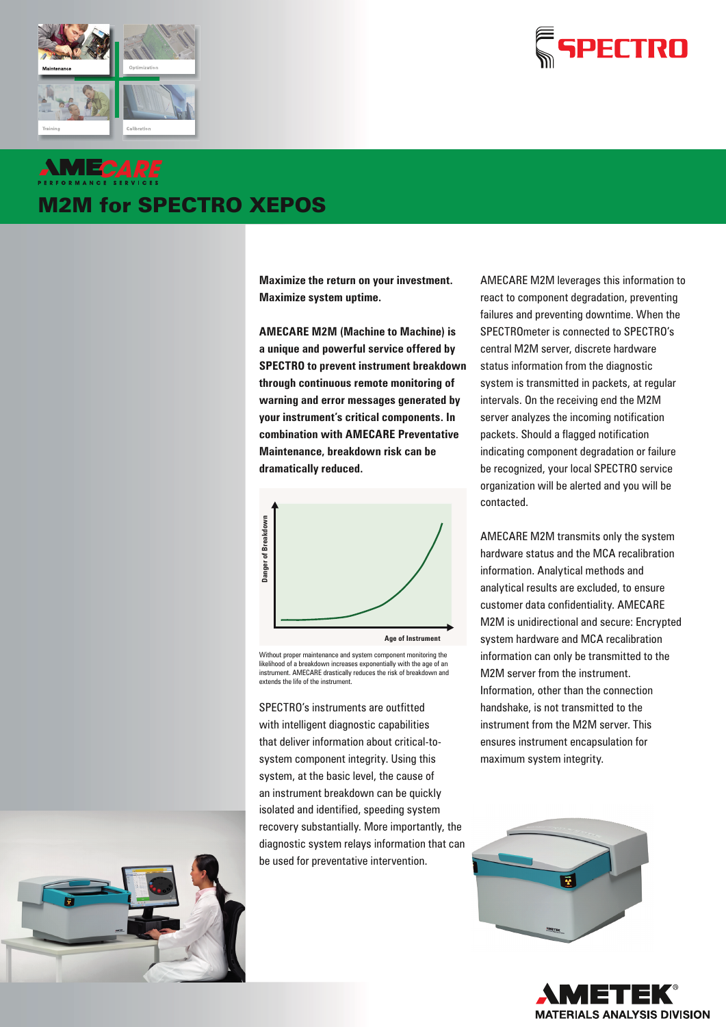AMECARE
PERFORMANCE SERVICES

# M2M for SPECTRO XEPOS

**Maximize the return on your investment. Maximize system uptime.**

**AMECARE M2M (Machine to Machine) is a unique and powerful service offered by SPECTRO to prevent instrument breakdown through continuous remote monitoring of warning and error messages generated by your instrument's critical components. In combination with AMECARE Preventative Maintenance, breakdown risk can be dramatically reduced.**

Danger of Breakdown

Age of Instrument

Without proper maintenance and system component monitoring the likelihood of a breakdown increases exponentially with the age of an instrument. AMECARE drastically reduces the risk of breakdown and extends the life of the instrument.

SPECTRO's instruments are outfitted with intelligent diagnostic capabilities that deliver information about critical-to-system component integrity. Using this system, at the basic level, the cause of an instrument breakdown can be quickly isolated and identified, speeding system recovery substantially. More importantly, the diagnostic system relays information that can be used for preventative intervention.

AMECARE M2M leverages this information to react to component degradation, preventing failures and preventing downtime. When the SPECTROmeter is connected to SPECTRO's central M2M server, discrete hardware status information from the diagnostic system is transmitted in packets, at regular intervals. On the receiving end the M2M server analyzes the incoming notification packets. Should a flagged notification indicating component degradation or failure be recognized, your local SPECTRO service organization will be alerted and you will be contacted.

AMECARE M2M transmits only the system hardware status and the MCA recalibration information. Analytical methods and analytical results are excluded, to ensure customer data confidentiality. AMECARE M2M is unidirectional and secure: Encrypted system hardware and MCA recalibration information can only be transmitted to the M2M server from the instrument. Information, other than the connection handshake, is not transmitted to the instrument from the M2M server. This ensures instrument encapsulation for maximum system integrity.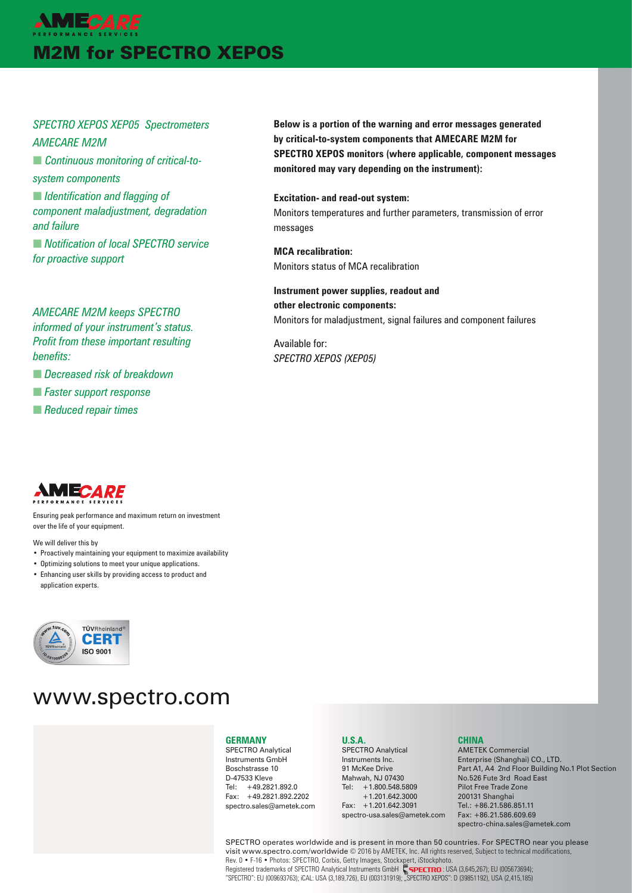# M2M for SPECTRO XEPOS

*SPECTRO XEPOS XEP05 Spectrometers*
*AMECARE M2M*

- *Continuous monitoring of critical-to-system components*
- *Identification and flagging of component maladjustment, degradation and failure*
- *Notification of local SPECTRO service for proactive support*

*AMECARE M2M keeps SPECTRO informed of your instrument's status. Profit from these important resulting benefits:*

- *Decreased risk of breakdown*
- *Faster support response*
- *Reduced repair times*

**Below is a portion of the warning and error messages generated by critical-to-system components that AMECARE M2M for SPECTRO XEPOS monitors (where applicable, component messages monitored may vary depending on the instrument):**

**Excitation- and read-out system:**
Monitors temperatures and further parameters, transmission of error messages

**MCA recalibration:**
Monitors status of MCA recalibration

**Instrument power supplies, readout and other electronic components:**
Monitors for maladjustment, signal failures and component failures

Available for:
*SPECTRO XEPOS (XEP05)*

AMECARE PERFORMANCE SERVICES

Ensuring peak performance and maximum return on investment over the life of your equipment.

We will deliver this by

- Proactively maintaining your equipment to maximize availability
- Optimizing solutions to meet your unique applications.
- Enhancing user skills by providing access to product and application experts.

TÜVRheinland® CERT ISO 9001

www.spectro.com

**GERMANY**
SPECTRO Analytical Instruments GmbH
Boschstrasse 10
D-47533 Kleve
Tel: +49.2821.892.0
Fax: +49.2821.892.2202
spectro.sales@ametek.com

**U.S.A.**
SPECTRO Analytical Instruments Inc.
91 McKee Drive
Mahwah, NJ 07430
Tel: +1.800.548.5809
+1.201.642.3000
Fax: +1.201.642.3091
spectro-usa.sales@ametek.com

**CHINA**
AMETEK Commercial Enterprise (Shanghai) CO., LTD.
Part A1, A4 2nd Floor Building No.1 Plot Section No.526 Fute 3rd Road East
Pilot Free Trade Zone
200131 Shanghai
Tel.: +86.21.586.851.11
Fax: +86.21.586.609.69
spectro-china.sales@ametek.com

SPECTRO operates worldwide and is present in more than 50 countries. For SPECTRO near you please visit www.spectro.com/worldwide © 2016 by AMETEK, Inc. All rights reserved, Subject to technical modifications,
Rev. 0 • F-16 • Photos: SPECTRO, Corbis, Getty Images, Stockxpert, iStockphoto.
Registered trademarks of SPECTRO Analytical Instruments GmbH SPECTRO: USA (3,645,267); EU (005673694); "SPECTRO": EU (009693763); iCAL: USA (3,189,726), EU (003131919); „SPECTRO XEPOS": D (39851192), USA (2,415,185)